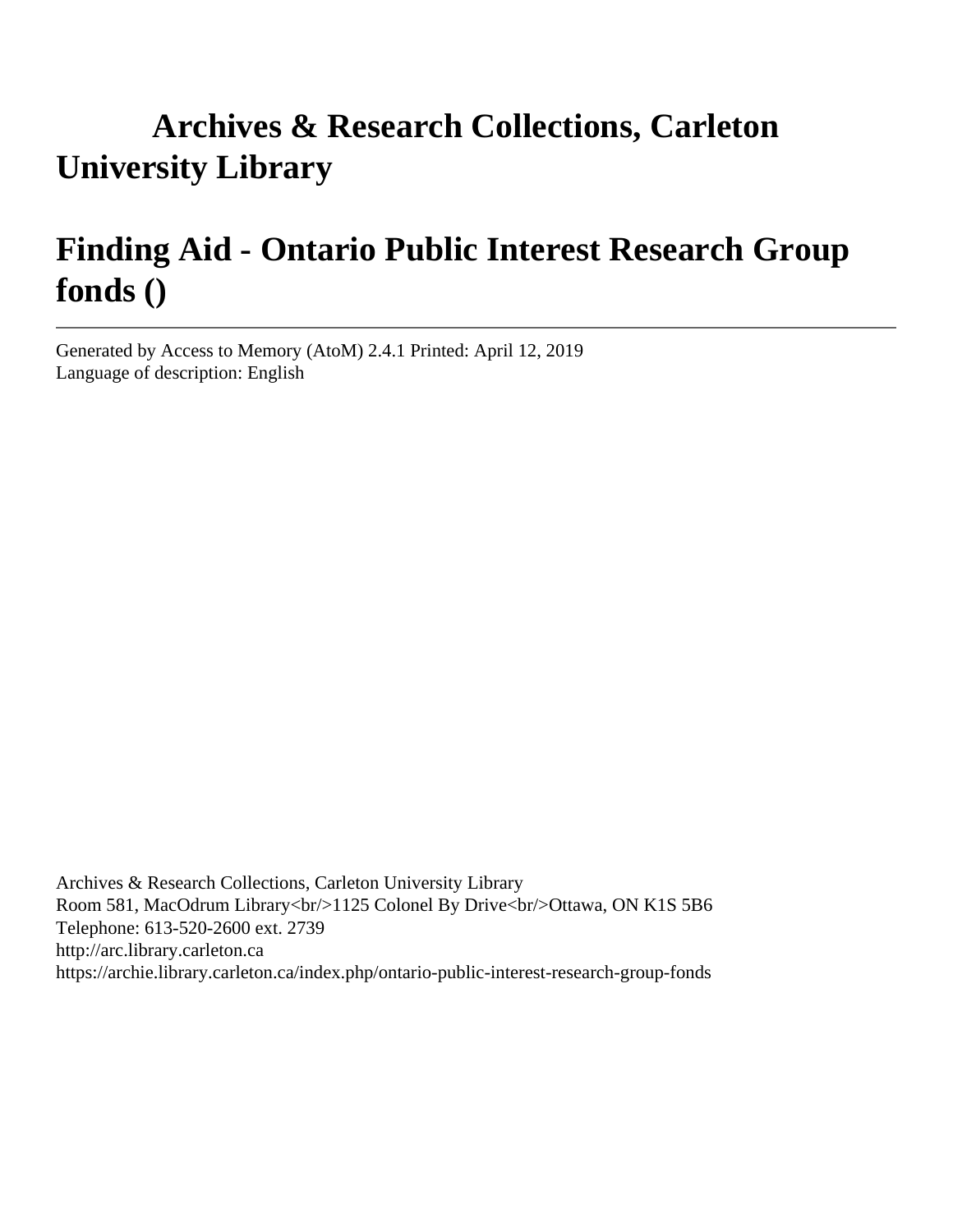# Archives & Research Collections, Carleton University Library

# Finding Aid - Ontario Public Interest Research Group fonds ()

---

Generated by Access to Memory (AtoM) 2.4.1 Printed: April 12, 2019
Language of description: English

Archives & Research Collections, Carleton University Library
Room 581, MacOdrum Library<br/>1125 Colonel By Drive<br/>Ottawa, ON K1S 5B6
Telephone: 613-520-2600 ext. 2739
http://arc.library.carleton.ca
https://archie.library.carleton.ca/index.php/ontario-public-interest-research-group-fonds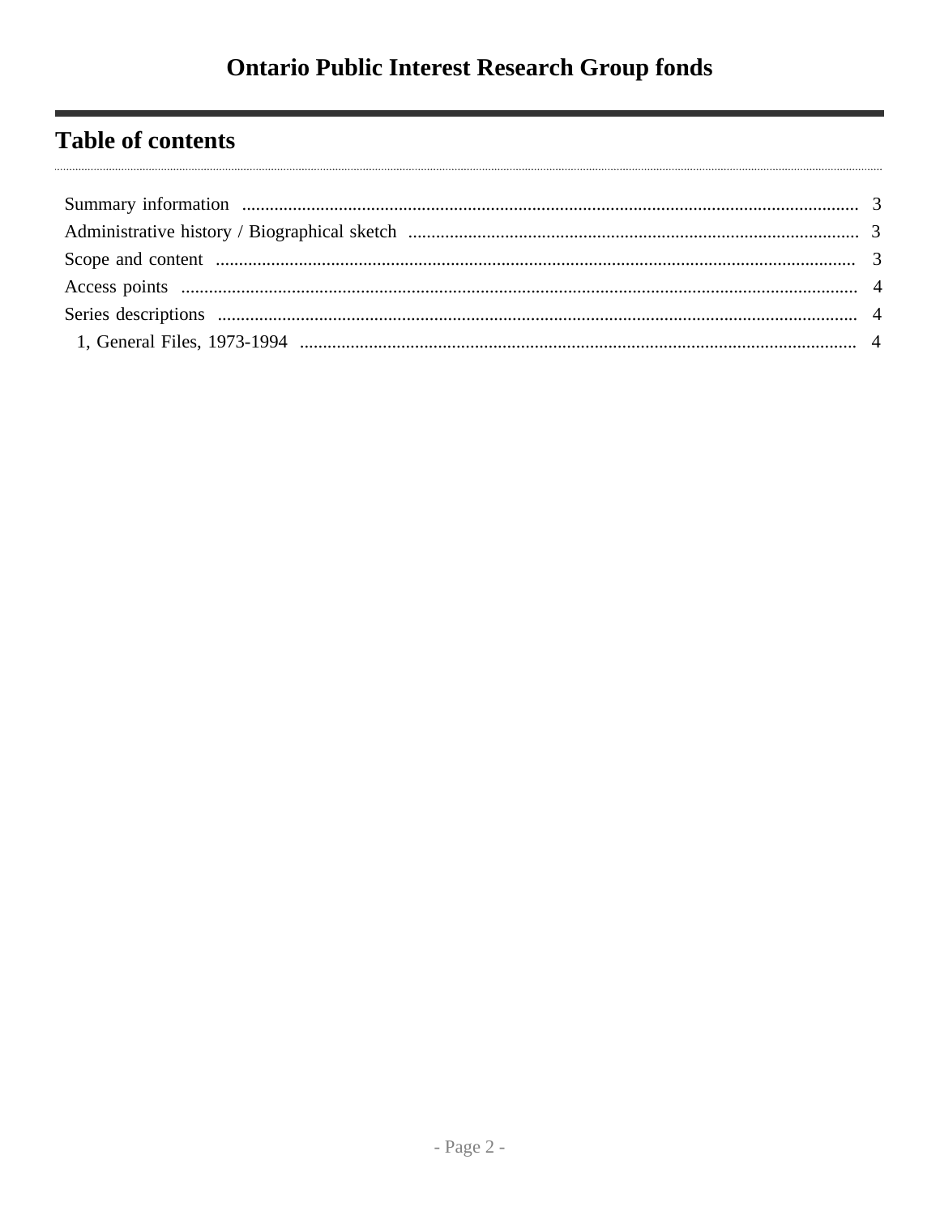# Ontario Public Interest Research Group fonds

## Table of contents

- Summary information ... 3
- Administrative history / Biographical sketch ... 3
- Scope and content ... 3
- Access points ... 4
- Series descriptions ... 4
  - 1, General Files, 1973-1994 ... 4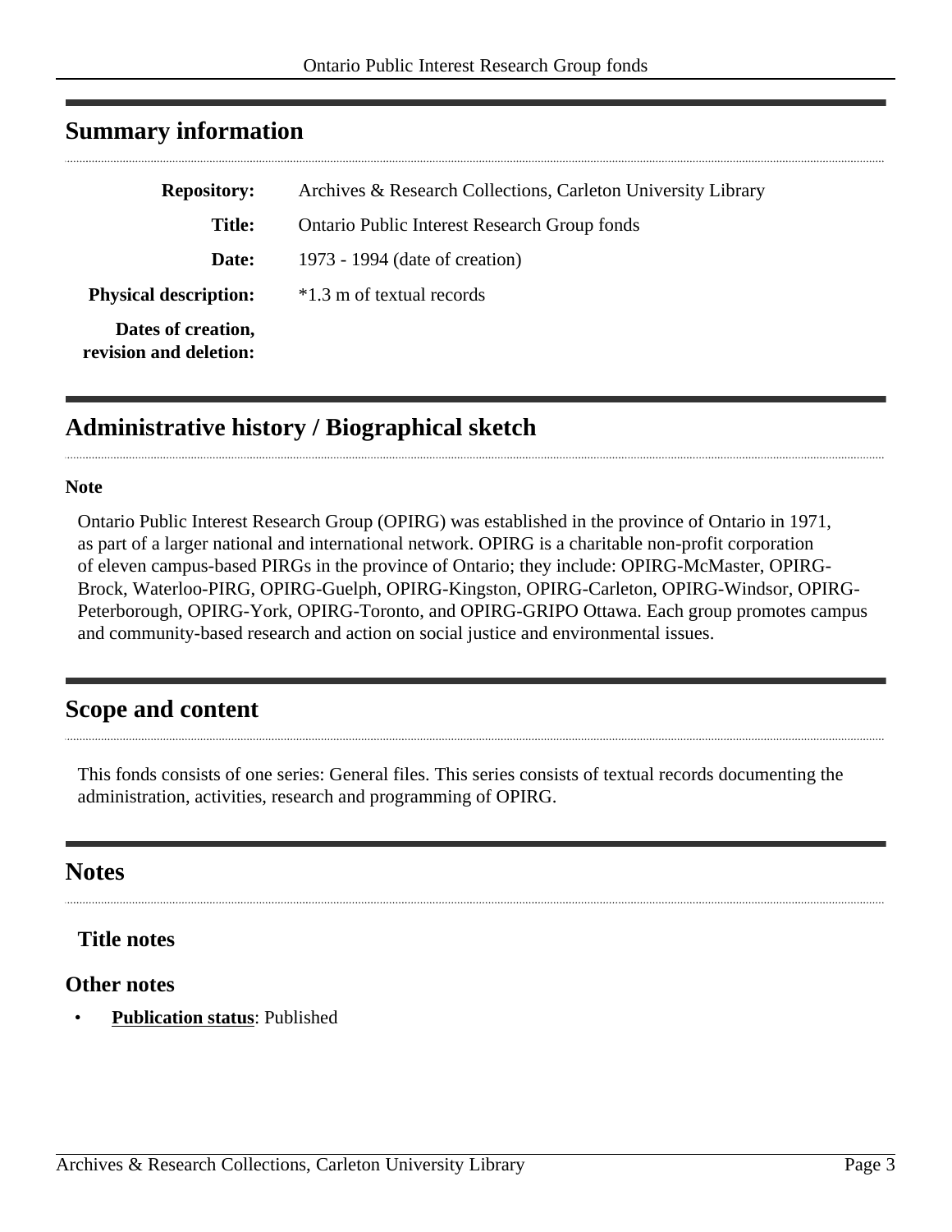## Summary information

| | |
|---|---|
| **Repository:** | Archives & Research Collections, Carleton University Library |
| **Title:** | Ontario Public Interest Research Group fonds |
| **Date:** | 1973 - 1994 (date of creation) |
| **Physical description:** | *1.3 m of textual records |
| **Dates of creation, revision and deletion:** | |

## Administrative history / Biographical sketch

**Note**

Ontario Public Interest Research Group (OPIRG) was established in the province of Ontario in 1971, as part of a larger national and international network. OPIRG is a charitable non-profit corporation of eleven campus-based PIRGs in the province of Ontario; they include: OPIRG-McMaster, OPIRG-Brock, Waterloo-PIRG, OPIRG-Guelph, OPIRG-Kingston, OPIRG-Carleton, OPIRG-Windsor, OPIRG-Peterborough, OPIRG-York, OPIRG-Toronto, and OPIRG-GRIPO Ottawa. Each group promotes campus and community-based research and action on social justice and environmental issues.

## Scope and content

This fonds consists of one series: General files. This series consists of textual records documenting the administration, activities, research and programming of OPIRG.

## Notes

### Title notes

### Other notes

- **Publication status**: Published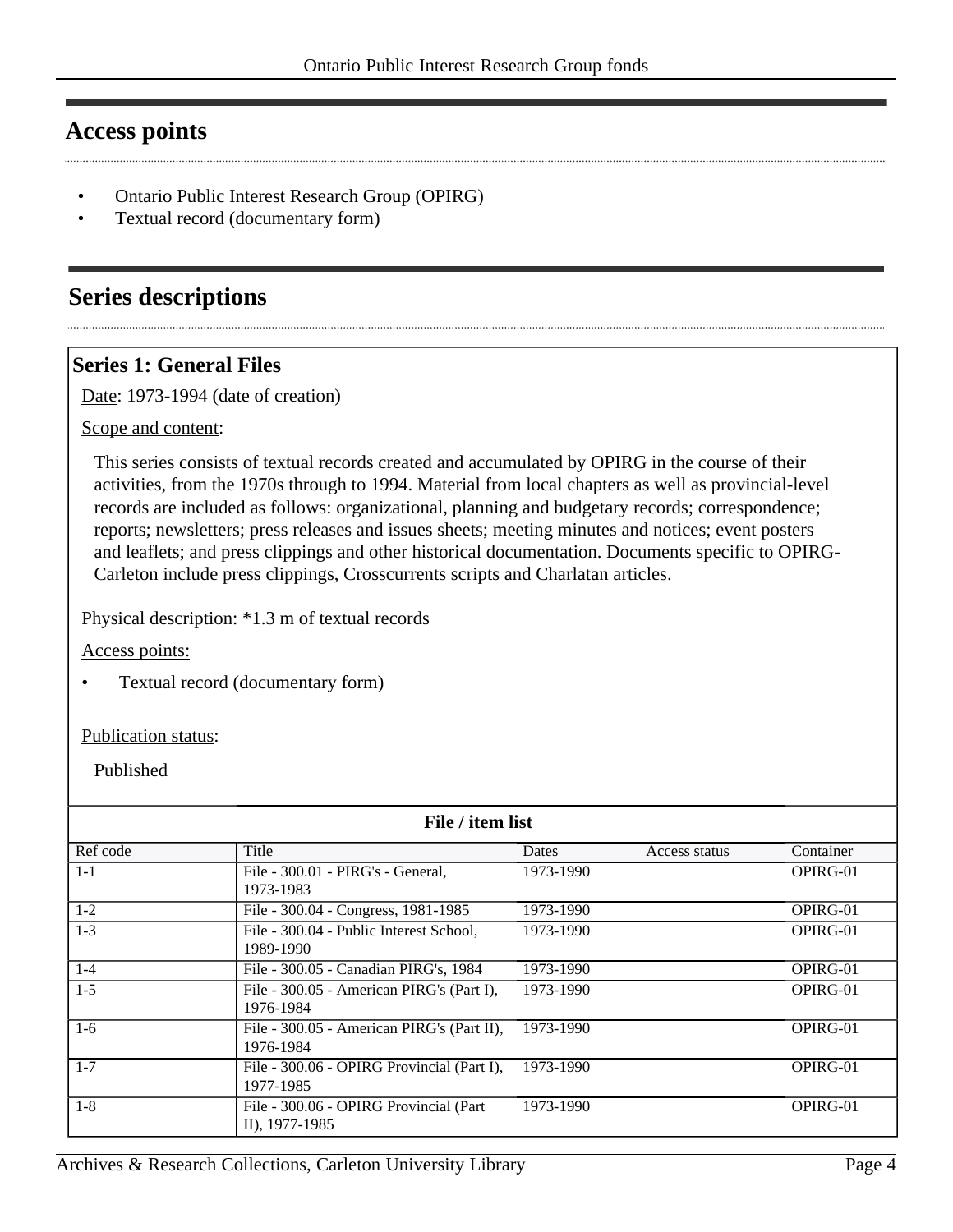## Access points

- Ontario Public Interest Research Group (OPIRG)
- Textual record (documentary form)

## Series descriptions

### Series 1: General Files

Date: 1973-1994 (date of creation)

Scope and content:

This series consists of textual records created and accumulated by OPIRG in the course of their activities, from the 1970s through to 1994. Material from local chapters as well as provincial-level records are included as follows: organizational, planning and budgetary records; correspondence; reports; newsletters; press releases and issues sheets; meeting minutes and notices; event posters and leaflets; and press clippings and other historical documentation. Documents specific to OPIRG-Carleton include press clippings, Crosscurrents scripts and Charlatan articles.

Physical description: *1.3 m of textual records

Access points:

- Textual record (documentary form)

Publication status:

Published

**File / item list**

| Ref code | Title | Dates | Access status | Container |
|---|---|---|---|---|
| 1-1 | File - 300.01 - PIRG's - General, 1973-1983 | 1973-1990 | | OPIRG-01 |
| 1-2 | File - 300.04 - Congress, 1981-1985 | 1973-1990 | | OPIRG-01 |
| 1-3 | File - 300.04 - Public Interest School, 1989-1990 | 1973-1990 | | OPIRG-01 |
| 1-4 | File - 300.05 - Canadian PIRG's, 1984 | 1973-1990 | | OPIRG-01 |
| 1-5 | File - 300.05 - American PIRG's (Part I), 1976-1984 | 1973-1990 | | OPIRG-01 |
| 1-6 | File - 300.05 - American PIRG's (Part II), 1976-1984 | 1973-1990 | | OPIRG-01 |
| 1-7 | File - 300.06 - OPIRG Provincial (Part I), 1977-1985 | 1973-1990 | | OPIRG-01 |
| 1-8 | File - 300.06 - OPIRG Provincial (Part II), 1977-1985 | 1973-1990 | | OPIRG-01 |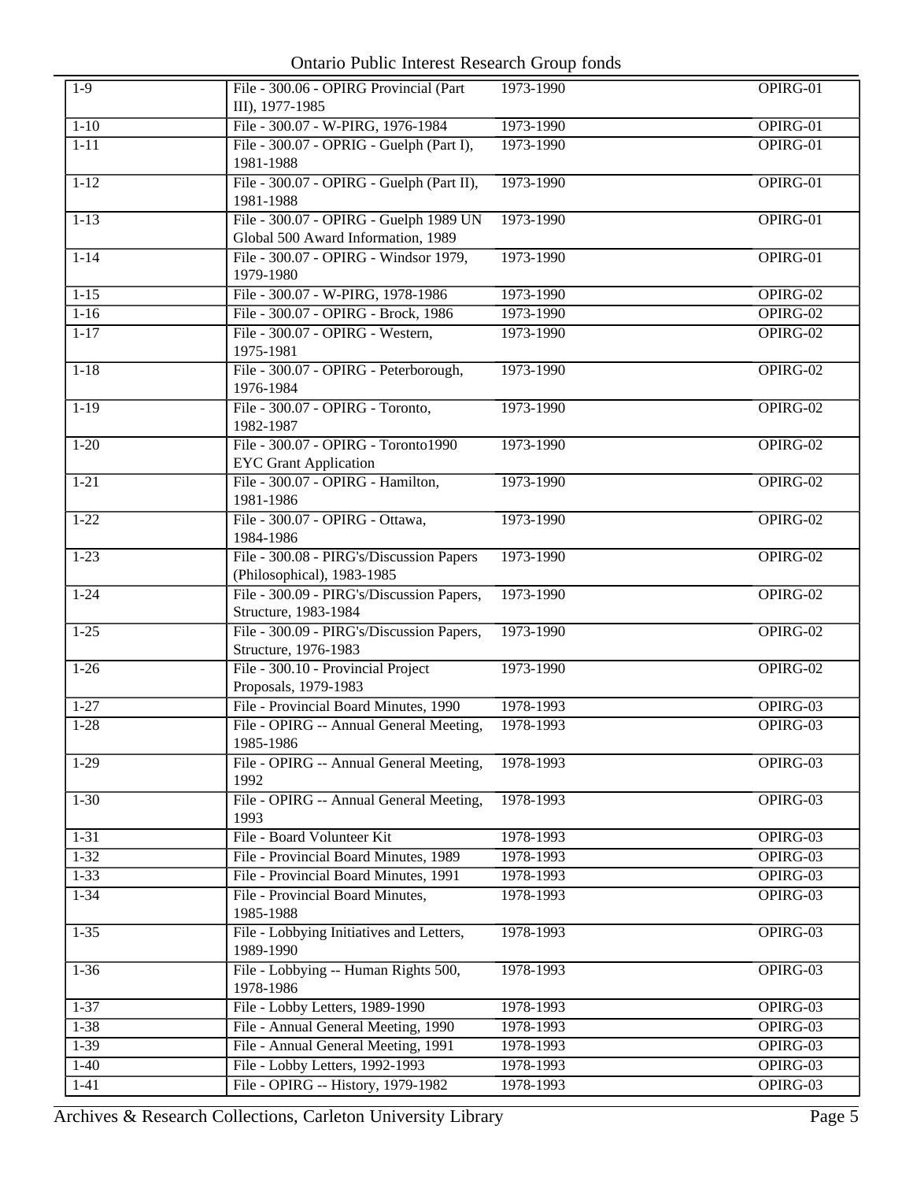| 1-9 | File - 300.06 - OPIRG Provincial (Part III), 1977-1985 | 1973-1990 | OPIRG-01 |
|---|---|---|---|
| 1-10 | File - 300.07 - W-PIRG, 1976-1984 | 1973-1990 | OPIRG-01 |
| 1-11 | File - 300.07 - OPRIG - Guelph (Part I), 1981-1988 | 1973-1990 | OPIRG-01 |
| 1-12 | File - 300.07 - OPIRG - Guelph (Part II), 1981-1988 | 1973-1990 | OPIRG-01 |
| 1-13 | File - 300.07 - OPIRG - Guelph 1989 UN Global 500 Award Information, 1989 | 1973-1990 | OPIRG-01 |
| 1-14 | File - 300.07 - OPIRG - Windsor 1979, 1979-1980 | 1973-1990 | OPIRG-01 |
| 1-15 | File - 300.07 - W-PIRG, 1978-1986 | 1973-1990 | OPIRG-02 |
| 1-16 | File - 300.07 - OPIRG - Brock, 1986 | 1973-1990 | OPIRG-02 |
| 1-17 | File - 300.07 - OPIRG - Western, 1975-1981 | 1973-1990 | OPIRG-02 |
| 1-18 | File - 300.07 - OPIRG - Peterborough, 1976-1984 | 1973-1990 | OPIRG-02 |
| 1-19 | File - 300.07 - OPIRG - Toronto, 1982-1987 | 1973-1990 | OPIRG-02 |
| 1-20 | File - 300.07 - OPIRG - Toronto1990 EYC Grant Application | 1973-1990 | OPIRG-02 |
| 1-21 | File - 300.07 - OPIRG - Hamilton, 1981-1986 | 1973-1990 | OPIRG-02 |
| 1-22 | File - 300.07 - OPIRG - Ottawa, 1984-1986 | 1973-1990 | OPIRG-02 |
| 1-23 | File - 300.08 - PIRG's/Discussion Papers (Philosophical), 1983-1985 | 1973-1990 | OPIRG-02 |
| 1-24 | File - 300.09 - PIRG's/Discussion Papers, Structure, 1983-1984 | 1973-1990 | OPIRG-02 |
| 1-25 | File - 300.09 - PIRG's/Discussion Papers, Structure, 1976-1983 | 1973-1990 | OPIRG-02 |
| 1-26 | File - 300.10 - Provincial Project Proposals, 1979-1983 | 1973-1990 | OPIRG-02 |
| 1-27 | File - Provincial Board Minutes, 1990 | 1978-1993 | OPIRG-03 |
| 1-28 | File - OPIRG -- Annual General Meeting, 1985-1986 | 1978-1993 | OPIRG-03 |
| 1-29 | File - OPIRG -- Annual General Meeting, 1992 | 1978-1993 | OPIRG-03 |
| 1-30 | File - OPIRG -- Annual General Meeting, 1993 | 1978-1993 | OPIRG-03 |
| 1-31 | File - Board Volunteer Kit | 1978-1993 | OPIRG-03 |
| 1-32 | File - Provincial Board Minutes, 1989 | 1978-1993 | OPIRG-03 |
| 1-33 | File - Provincial Board Minutes, 1991 | 1978-1993 | OPIRG-03 |
| 1-34 | File - Provincial Board Minutes, 1985-1988 | 1978-1993 | OPIRG-03 |
| 1-35 | File - Lobbying Initiatives and Letters, 1989-1990 | 1978-1993 | OPIRG-03 |
| 1-36 | File - Lobbying -- Human Rights 500, 1978-1986 | 1978-1993 | OPIRG-03 |
| 1-37 | File - Lobby Letters, 1989-1990 | 1978-1993 | OPIRG-03 |
| 1-38 | File - Annual General Meeting, 1990 | 1978-1993 | OPIRG-03 |
| 1-39 | File - Annual General Meeting, 1991 | 1978-1993 | OPIRG-03 |
| 1-40 | File - Lobby Letters, 1992-1993 | 1978-1993 | OPIRG-03 |
| 1-41 | File - OPIRG -- History, 1979-1982 | 1978-1993 | OPIRG-03 |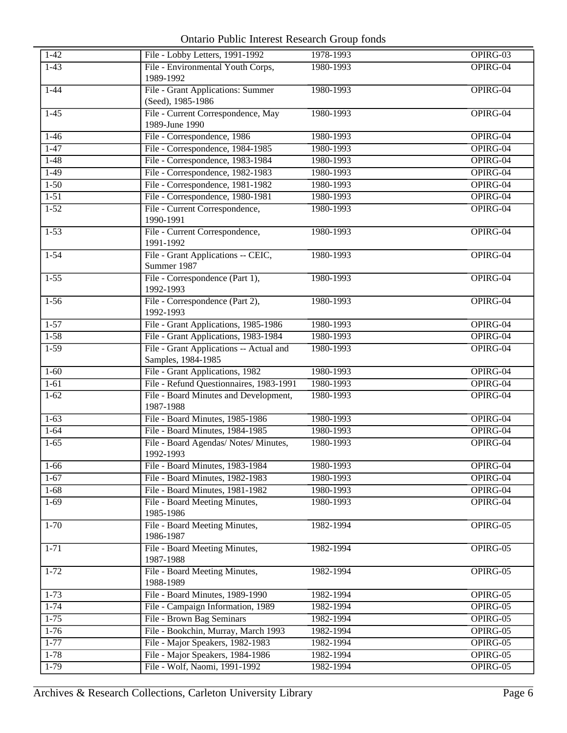| 1-42 | File - Lobby Letters, 1991-1992 | 1978-1993 | OPIRG-03 |
|---|---|---|---|
| 1-43 | File - Environmental Youth Corps, 1989-1992 | 1980-1993 | OPIRG-04 |
| 1-44 | File - Grant Applications: Summer (Seed), 1985-1986 | 1980-1993 | OPIRG-04 |
| 1-45 | File - Current Correspondence, May 1989-June 1990 | 1980-1993 | OPIRG-04 |
| 1-46 | File - Correspondence, 1986 | 1980-1993 | OPIRG-04 |
| 1-47 | File - Correspondence, 1984-1985 | 1980-1993 | OPIRG-04 |
| 1-48 | File - Correspondence, 1983-1984 | 1980-1993 | OPIRG-04 |
| 1-49 | File - Correspondence, 1982-1983 | 1980-1993 | OPIRG-04 |
| 1-50 | File - Correspondence, 1981-1982 | 1980-1993 | OPIRG-04 |
| 1-51 | File - Correspondence, 1980-1981 | 1980-1993 | OPIRG-04 |
| 1-52 | File - Current Correspondence, 1990-1991 | 1980-1993 | OPIRG-04 |
| 1-53 | File - Current Correspondence, 1991-1992 | 1980-1993 | OPIRG-04 |
| 1-54 | File - Grant Applications -- CEIC, Summer 1987 | 1980-1993 | OPIRG-04 |
| 1-55 | File - Correspondence (Part 1), 1992-1993 | 1980-1993 | OPIRG-04 |
| 1-56 | File - Correspondence (Part 2), 1992-1993 | 1980-1993 | OPIRG-04 |
| 1-57 | File - Grant Applications, 1985-1986 | 1980-1993 | OPIRG-04 |
| 1-58 | File - Grant Applications, 1983-1984 | 1980-1993 | OPIRG-04 |
| 1-59 | File - Grant Applications -- Actual and Samples, 1984-1985 | 1980-1993 | OPIRG-04 |
| 1-60 | File - Grant Applications, 1982 | 1980-1993 | OPIRG-04 |
| 1-61 | File - Refund Questionnaires, 1983-1991 | 1980-1993 | OPIRG-04 |
| 1-62 | File - Board Minutes and Development, 1987-1988 | 1980-1993 | OPIRG-04 |
| 1-63 | File - Board Minutes, 1985-1986 | 1980-1993 | OPIRG-04 |
| 1-64 | File - Board Minutes, 1984-1985 | 1980-1993 | OPIRG-04 |
| 1-65 | File - Board Agendas/ Notes/ Minutes, 1992-1993 | 1980-1993 | OPIRG-04 |
| 1-66 | File - Board Minutes, 1983-1984 | 1980-1993 | OPIRG-04 |
| 1-67 | File - Board Minutes, 1982-1983 | 1980-1993 | OPIRG-04 |
| 1-68 | File - Board Minutes, 1981-1982 | 1980-1993 | OPIRG-04 |
| 1-69 | File - Board Meeting Minutes, 1985-1986 | 1980-1993 | OPIRG-04 |
| 1-70 | File - Board Meeting Minutes, 1986-1987 | 1982-1994 | OPIRG-05 |
| 1-71 | File - Board Meeting Minutes, 1987-1988 | 1982-1994 | OPIRG-05 |
| 1-72 | File - Board Meeting Minutes, 1988-1989 | 1982-1994 | OPIRG-05 |
| 1-73 | File - Board Minutes, 1989-1990 | 1982-1994 | OPIRG-05 |
| 1-74 | File - Campaign Information, 1989 | 1982-1994 | OPIRG-05 |
| 1-75 | File - Brown Bag Seminars | 1982-1994 | OPIRG-05 |
| 1-76 | File - Bookchin, Murray, March 1993 | 1982-1994 | OPIRG-05 |
| 1-77 | File - Major Speakers, 1982-1983 | 1982-1994 | OPIRG-05 |
| 1-78 | File - Major Speakers, 1984-1986 | 1982-1994 | OPIRG-05 |
| 1-79 | File - Wolf, Naomi, 1991-1992 | 1982-1994 | OPIRG-05 |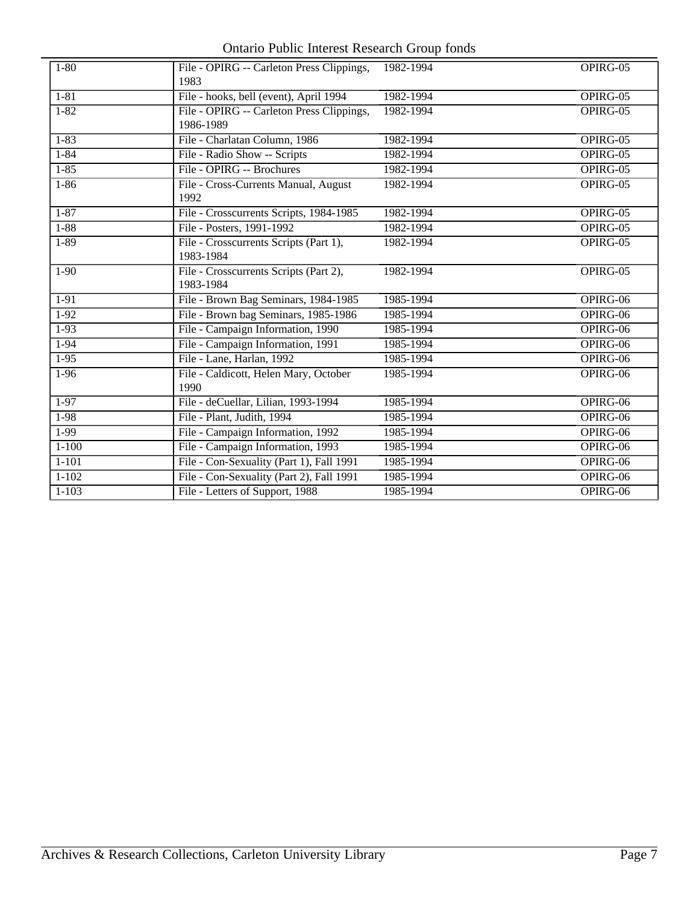| | | | |
|---|---|---|---|
| 1-80 | File - OPIRG -- Carleton Press Clippings, 1983 | 1982-1994 | OPIRG-05 |
| 1-81 | File - hooks, bell (event), April 1994 | 1982-1994 | OPIRG-05 |
| 1-82 | File - OPIRG -- Carleton Press Clippings, 1986-1989 | 1982-1994 | OPIRG-05 |
| 1-83 | File - Charlatan Column, 1986 | 1982-1994 | OPIRG-05 |
| 1-84 | File - Radio Show -- Scripts | 1982-1994 | OPIRG-05 |
| 1-85 | File - OPIRG -- Brochures | 1982-1994 | OPIRG-05 |
| 1-86 | File - Cross-Currents Manual, August 1992 | 1982-1994 | OPIRG-05 |
| 1-87 | File - Crosscurrents Scripts, 1984-1985 | 1982-1994 | OPIRG-05 |
| 1-88 | File - Posters, 1991-1992 | 1982-1994 | OPIRG-05 |
| 1-89 | File - Crosscurrents Scripts (Part 1), 1983-1984 | 1982-1994 | OPIRG-05 |
| 1-90 | File - Crosscurrents Scripts (Part 2), 1983-1984 | 1982-1994 | OPIRG-05 |
| 1-91 | File - Brown Bag Seminars, 1984-1985 | 1985-1994 | OPIRG-06 |
| 1-92 | File - Brown bag Seminars, 1985-1986 | 1985-1994 | OPIRG-06 |
| 1-93 | File - Campaign Information, 1990 | 1985-1994 | OPIRG-06 |
| 1-94 | File - Campaign Information, 1991 | 1985-1994 | OPIRG-06 |
| 1-95 | File - Lane, Harlan, 1992 | 1985-1994 | OPIRG-06 |
| 1-96 | File - Caldicott, Helen Mary, October 1990 | 1985-1994 | OPIRG-06 |
| 1-97 | File - deCuellar, Lilian, 1993-1994 | 1985-1994 | OPIRG-06 |
| 1-98 | File - Plant, Judith, 1994 | 1985-1994 | OPIRG-06 |
| 1-99 | File - Campaign Information, 1992 | 1985-1994 | OPIRG-06 |
| 1-100 | File - Campaign Information, 1993 | 1985-1994 | OPIRG-06 |
| 1-101 | File - Con-Sexuality (Part 1), Fall 1991 | 1985-1994 | OPIRG-06 |
| 1-102 | File - Con-Sexuality (Part 2), Fall 1991 | 1985-1994 | OPIRG-06 |
| 1-103 | File - Letters of Support, 1988 | 1985-1994 | OPIRG-06 |